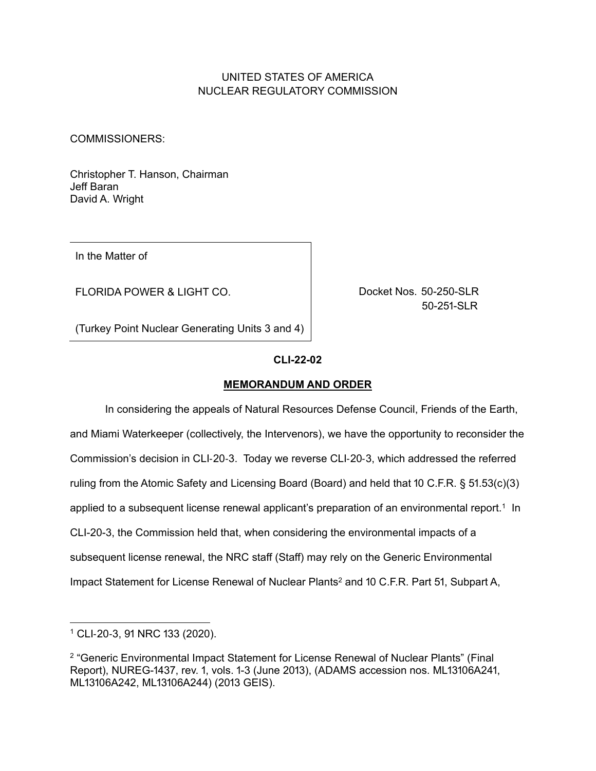UNITED STATES OF AMERICA
NUCLEAR REGULATORY COMMISSION

COMMISSIONERS:

Christopher T. Hanson, Chairman
Jeff Baran
David A. Wright

| In the Matter of | |
|---|---|
| FLORIDA POWER & LIGHT CO. | Docket Nos. 50-250-SLR 50-251-SLR |
| (Turkey Point Nuclear Generating Units 3 and 4) | |

**CLI-22-02**

**MEMORANDUM AND ORDER**

In considering the appeals of Natural Resources Defense Council, Friends of the Earth, and Miami Waterkeeper (collectively, the Intervenors), we have the opportunity to reconsider the Commission's decision in CLI-20-3. Today we reverse CLI-20-3, which addressed the referred ruling from the Atomic Safety and Licensing Board (Board) and held that 10 C.F.R. § 51.53(c)(3) applied to a subsequent license renewal applicant's preparation of an environmental report.[1] In CLI-20-3, the Commission held that, when considering the environmental impacts of a subsequent license renewal, the NRC staff (Staff) may rely on the Generic Environmental Impact Statement for License Renewal of Nuclear Plants[2] and 10 C.F.R. Part 51, Subpart A,

---

[1] CLI-20-3, 91 NRC 133 (2020).

[2] "Generic Environmental Impact Statement for License Renewal of Nuclear Plants" (Final Report), NUREG-1437, rev. 1, vols. 1-3 (June 2013), (ADAMS accession nos. ML13106A241, ML13106A242, ML13106A244) (2013 GEIS).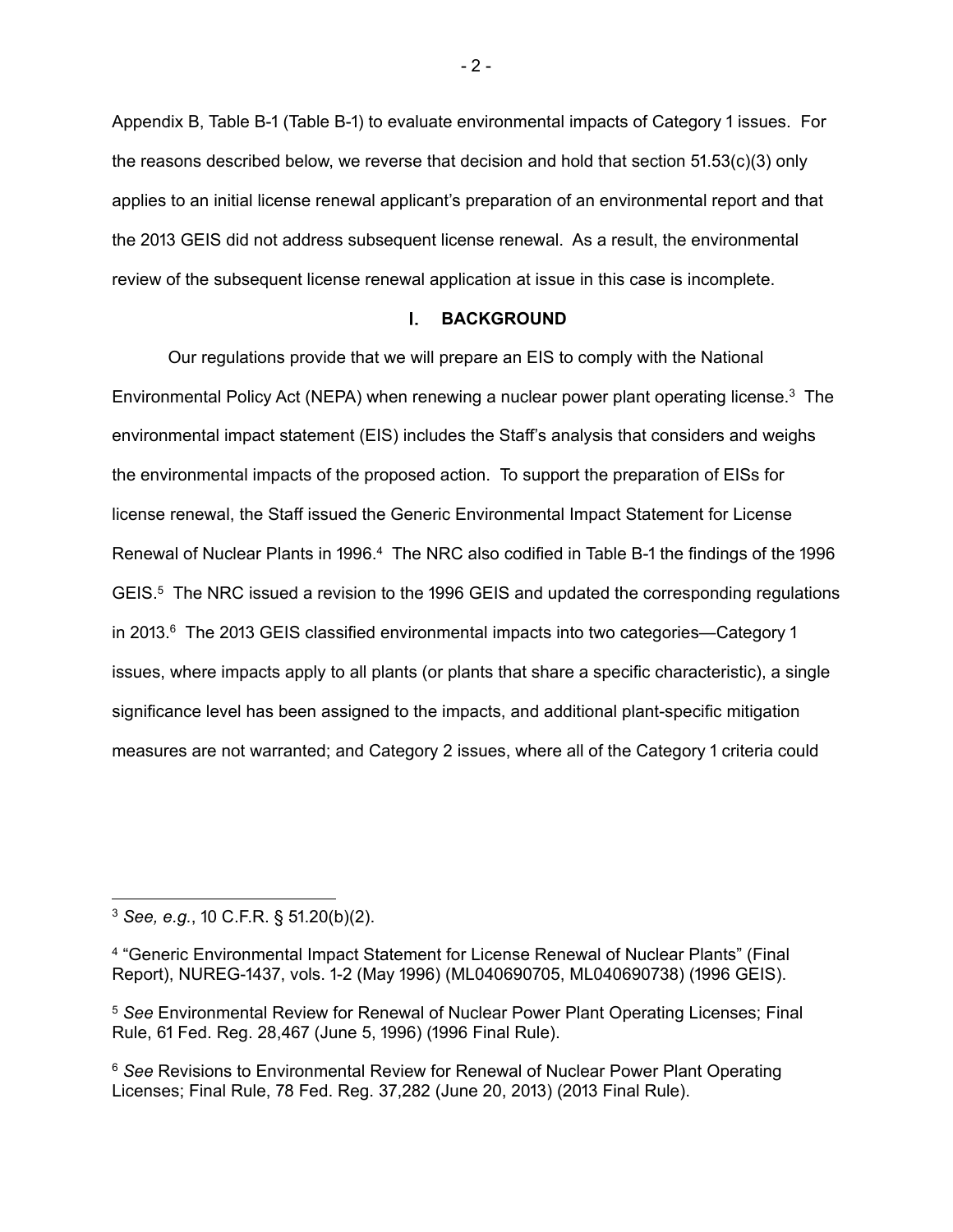Appendix B, Table B-1 (Table B-1) to evaluate environmental impacts of Category 1 issues. For the reasons described below, we reverse that decision and hold that section 51.53(c)(3) only applies to an initial license renewal applicant's preparation of an environmental report and that the 2013 GEIS did not address subsequent license renewal. As a result, the environmental review of the subsequent license renewal application at issue in this case is incomplete.

## I. BACKGROUND

Our regulations provide that we will prepare an EIS to comply with the National Environmental Policy Act (NEPA) when renewing a nuclear power plant operating license.[3] The environmental impact statement (EIS) includes the Staff's analysis that considers and weighs the environmental impacts of the proposed action. To support the preparation of EISs for license renewal, the Staff issued the Generic Environmental Impact Statement for License Renewal of Nuclear Plants in 1996.[4] The NRC also codified in Table B-1 the findings of the 1996 GEIS.[5] The NRC issued a revision to the 1996 GEIS and updated the corresponding regulations in 2013.[6] The 2013 GEIS classified environmental impacts into two categories—Category 1 issues, where impacts apply to all plants (or plants that share a specific characteristic), a single significance level has been assigned to the impacts, and additional plant-specific mitigation measures are not warranted; and Category 2 issues, where all of the Category 1 criteria could

---

[3] *See, e.g.*, 10 C.F.R. § 51.20(b)(2).

[4] "Generic Environmental Impact Statement for License Renewal of Nuclear Plants" (Final Report), NUREG-1437, vols. 1-2 (May 1996) (ML040690705, ML040690738) (1996 GEIS).

[5] *See* Environmental Review for Renewal of Nuclear Power Plant Operating Licenses; Final Rule, 61 Fed. Reg. 28,467 (June 5, 1996) (1996 Final Rule).

[6] *See* Revisions to Environmental Review for Renewal of Nuclear Power Plant Operating Licenses; Final Rule, 78 Fed. Reg. 37,282 (June 20, 2013) (2013 Final Rule).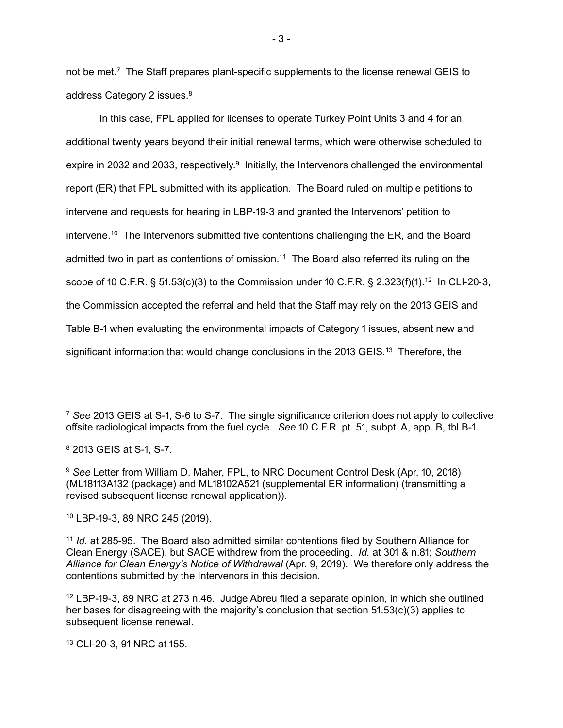not be met.[7] The Staff prepares plant-specific supplements to the license renewal GEIS to address Category 2 issues.[8]

In this case, FPL applied for licenses to operate Turkey Point Units 3 and 4 for an additional twenty years beyond their initial renewal terms, which were otherwise scheduled to expire in 2032 and 2033, respectively.[9] Initially, the Intervenors challenged the environmental report (ER) that FPL submitted with its application. The Board ruled on multiple petitions to intervene and requests for hearing in LBP-19-3 and granted the Intervenors' petition to intervene.[10] The Intervenors submitted five contentions challenging the ER, and the Board admitted two in part as contentions of omission.[11] The Board also referred its ruling on the scope of 10 C.F.R. § 51.53(c)(3) to the Commission under 10 C.F.R. § 2.323(f)(1).[12] In CLI-20-3, the Commission accepted the referral and held that the Staff may rely on the 2013 GEIS and Table B-1 when evaluating the environmental impacts of Category 1 issues, absent new and significant information that would change conclusions in the 2013 GEIS.[13] Therefore, the

---

[7] *See* 2013 GEIS at S-1, S-6 to S-7. The single significance criterion does not apply to collective offsite radiological impacts from the fuel cycle. *See* 10 C.F.R. pt. 51, subpt. A, app. B, tbl.B-1.

[8] 2013 GEIS at S-1, S-7.

[9] *See* Letter from William D. Maher, FPL, to NRC Document Control Desk (Apr. 10, 2018) (ML18113A132 (package) and ML18102A521 (supplemental ER information) (transmitting a revised subsequent license renewal application)).

[10] LBP-19-3, 89 NRC 245 (2019).

[11] *Id.* at 285-95. The Board also admitted similar contentions filed by Southern Alliance for Clean Energy (SACE), but SACE withdrew from the proceeding. *Id.* at 301 & n.81; *Southern Alliance for Clean Energy's Notice of Withdrawal* (Apr. 9, 2019). We therefore only address the contentions submitted by the Intervenors in this decision.

[12] LBP-19-3, 89 NRC at 273 n.46. Judge Abreu filed a separate opinion, in which she outlined her bases for disagreeing with the majority's conclusion that section 51.53(c)(3) applies to subsequent license renewal.

[13] CLI-20-3, 91 NRC at 155.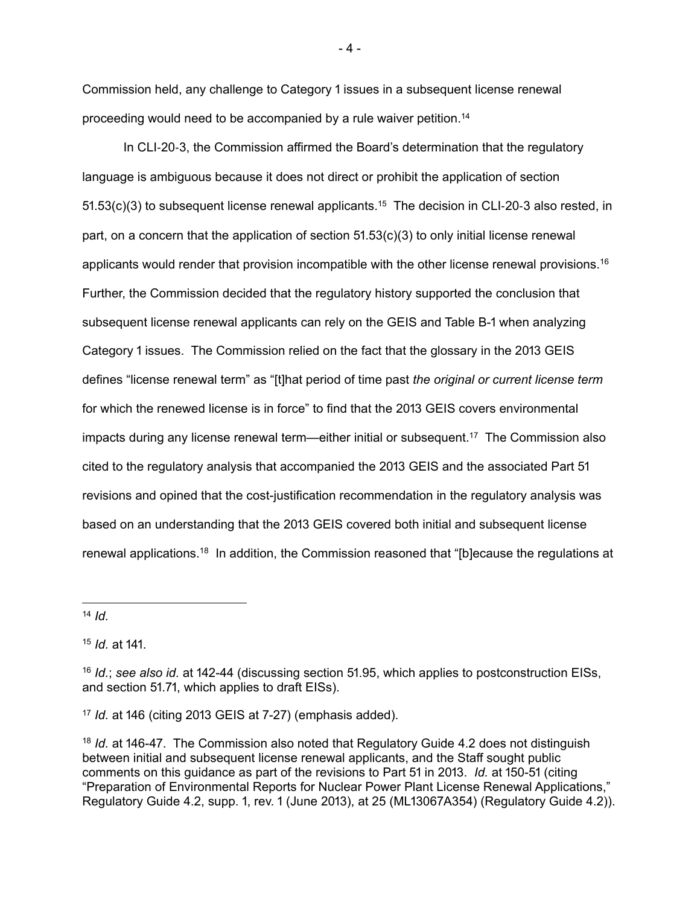Commission held, any challenge to Category 1 issues in a subsequent license renewal proceeding would need to be accompanied by a rule waiver petition.[14]

In CLI-20-3, the Commission affirmed the Board's determination that the regulatory language is ambiguous because it does not direct or prohibit the application of section 51.53(c)(3) to subsequent license renewal applicants.[15] The decision in CLI-20-3 also rested, in part, on a concern that the application of section 51.53(c)(3) to only initial license renewal applicants would render that provision incompatible with the other license renewal provisions.[16] Further, the Commission decided that the regulatory history supported the conclusion that subsequent license renewal applicants can rely on the GEIS and Table B-1 when analyzing Category 1 issues. The Commission relied on the fact that the glossary in the 2013 GEIS defines "license renewal term" as "[t]hat period of time past *the original or current license term* for which the renewed license is in force" to find that the 2013 GEIS covers environmental impacts during any license renewal term—either initial or subsequent.[17] The Commission also cited to the regulatory analysis that accompanied the 2013 GEIS and the associated Part 51 revisions and opined that the cost-justification recommendation in the regulatory analysis was based on an understanding that the 2013 GEIS covered both initial and subsequent license renewal applications.[18] In addition, the Commission reasoned that "[b]ecause the regulations at

---

[14] *Id.*

[15] *Id.* at 141.

[16] *Id.*; *see also id.* at 142-44 (discussing section 51.95, which applies to postconstruction EISs, and section 51.71, which applies to draft EISs).

[17] *Id.* at 146 (citing 2013 GEIS at 7-27) (emphasis added).

[18] *Id.* at 146-47. The Commission also noted that Regulatory Guide 4.2 does not distinguish between initial and subsequent license renewal applicants, and the Staff sought public comments on this guidance as part of the revisions to Part 51 in 2013. *Id.* at 150-51 (citing "Preparation of Environmental Reports for Nuclear Power Plant License Renewal Applications," Regulatory Guide 4.2, supp. 1, rev. 1 (June 2013), at 25 (ML13067A354) (Regulatory Guide 4.2)).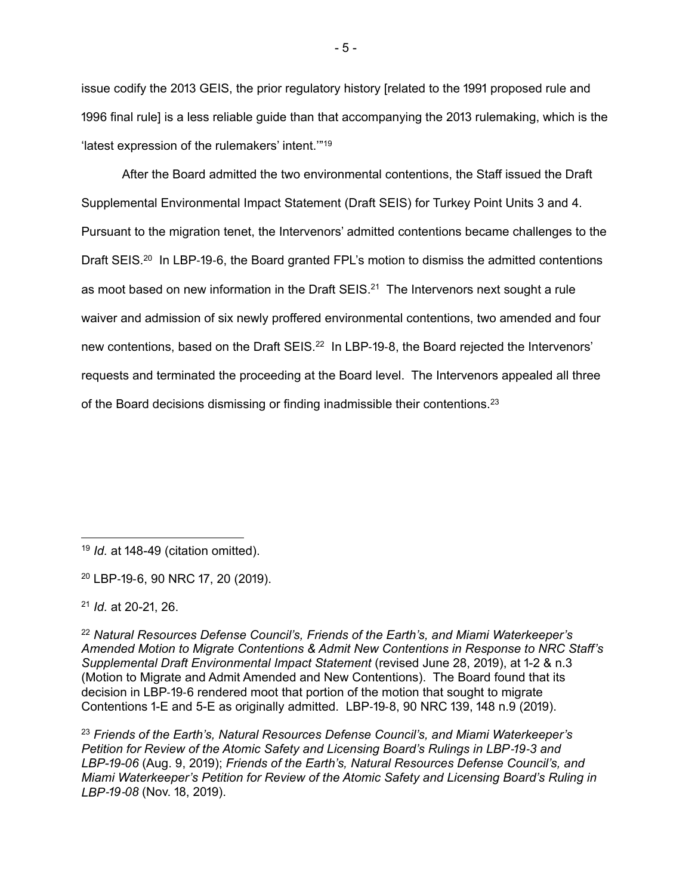issue codify the 2013 GEIS, the prior regulatory history [related to the 1991 proposed rule and 1996 final rule] is a less reliable guide than that accompanying the 2013 rulemaking, which is the 'latest expression of the rulemakers' intent.'"[19]

After the Board admitted the two environmental contentions, the Staff issued the Draft Supplemental Environmental Impact Statement (Draft SEIS) for Turkey Point Units 3 and 4. Pursuant to the migration tenet, the Intervenors' admitted contentions became challenges to the Draft SEIS.[20] In LBP-19-6, the Board granted FPL's motion to dismiss the admitted contentions as moot based on new information in the Draft SEIS.[21] The Intervenors next sought a rule waiver and admission of six newly proffered environmental contentions, two amended and four new contentions, based on the Draft SEIS.[22] In LBP-19-8, the Board rejected the Intervenors' requests and terminated the proceeding at the Board level. The Intervenors appealed all three of the Board decisions dismissing or finding inadmissible their contentions.[23]

---

[19] *Id.* at 148-49 (citation omitted).

[20] LBP-19-6, 90 NRC 17, 20 (2019).

[21] *Id.* at 20-21, 26.

[22] *Natural Resources Defense Council's, Friends of the Earth's, and Miami Waterkeeper's Amended Motion to Migrate Contentions & Admit New Contentions in Response to NRC Staff's Supplemental Draft Environmental Impact Statement* (revised June 28, 2019), at 1-2 & n.3 (Motion to Migrate and Admit Amended and New Contentions). The Board found that its decision in LBP-19-6 rendered moot that portion of the motion that sought to migrate Contentions 1-E and 5-E as originally admitted. LBP-19-8, 90 NRC 139, 148 n.9 (2019).

[23] *Friends of the Earth's, Natural Resources Defense Council's, and Miami Waterkeeper's Petition for Review of the Atomic Safety and Licensing Board's Rulings in LBP-19-3 and LBP-19-06* (Aug. 9, 2019); *Friends of the Earth's, Natural Resources Defense Council's, and Miami Waterkeeper's Petition for Review of the Atomic Safety and Licensing Board's Ruling in LBP-19-08* (Nov. 18, 2019).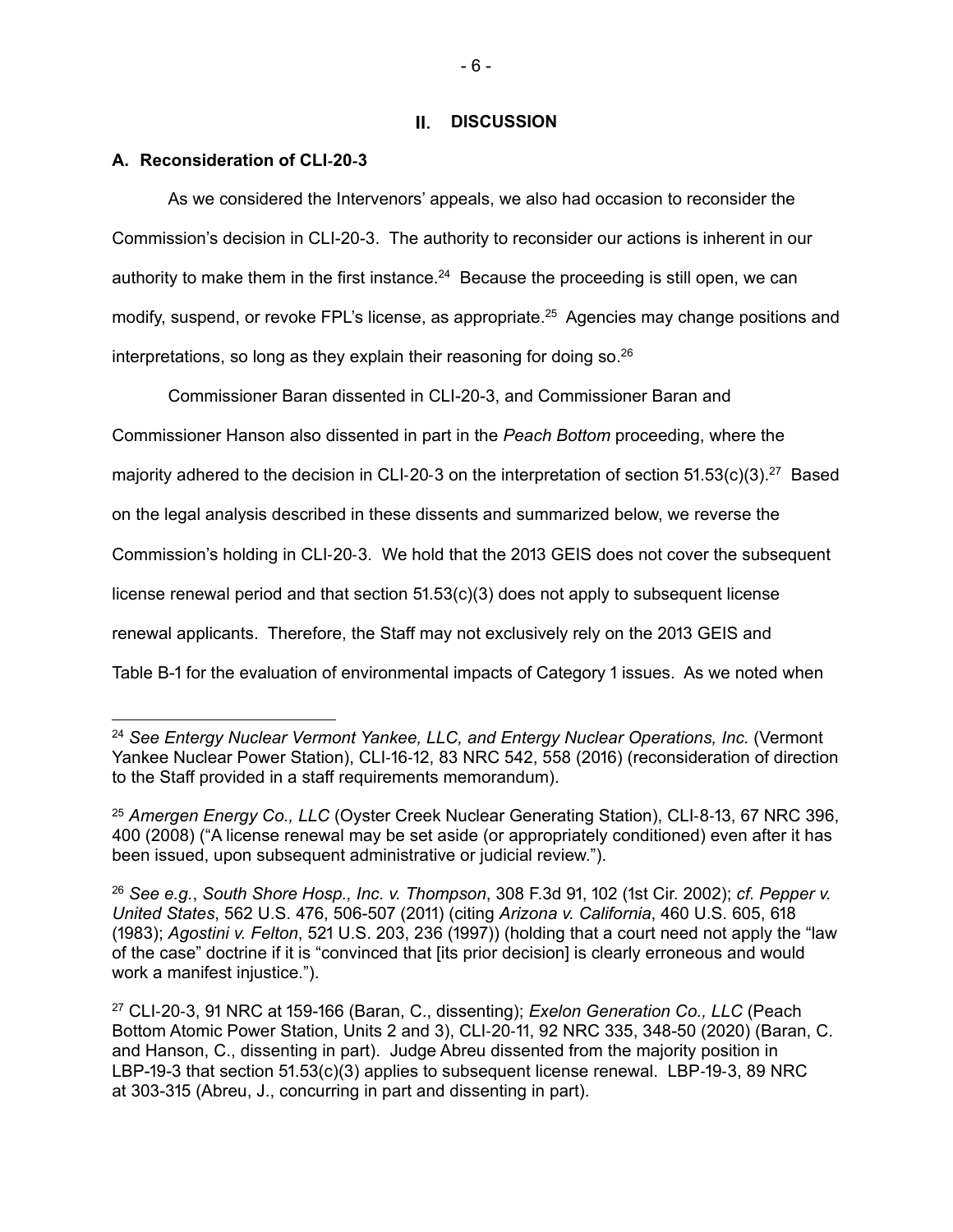## II. DISCUSSION

### A. Reconsideration of CLI-20-3

As we considered the Intervenors' appeals, we also had occasion to reconsider the Commission's decision in CLI-20-3. The authority to reconsider our actions is inherent in our authority to make them in the first instance.[24] Because the proceeding is still open, we can modify, suspend, or revoke FPL's license, as appropriate.[25] Agencies may change positions and interpretations, so long as they explain their reasoning for doing so.[26]

Commissioner Baran dissented in CLI-20-3, and Commissioner Baran and Commissioner Hanson also dissented in part in the *Peach Bottom* proceeding, where the majority adhered to the decision in CLI-20-3 on the interpretation of section 51.53(c)(3).[27] Based on the legal analysis described in these dissents and summarized below, we reverse the Commission's holding in CLI-20-3. We hold that the 2013 GEIS does not cover the subsequent license renewal period and that section 51.53(c)(3) does not apply to subsequent license renewal applicants. Therefore, the Staff may not exclusively rely on the 2013 GEIS and Table B-1 for the evaluation of environmental impacts of Category 1 issues. As we noted when

---

[24] *See Entergy Nuclear Vermont Yankee, LLC, and Entergy Nuclear Operations, Inc.* (Vermont Yankee Nuclear Power Station), CLI-16-12, 83 NRC 542, 558 (2016) (reconsideration of direction to the Staff provided in a staff requirements memorandum).

[25] *Amergen Energy Co., LLC* (Oyster Creek Nuclear Generating Station), CLI-8-13, 67 NRC 396, 400 (2008) ("A license renewal may be set aside (or appropriately conditioned) even after it has been issued, upon subsequent administrative or judicial review.").

[26] *See e.g.*, *South Shore Hosp., Inc. v. Thompson*, 308 F.3d 91, 102 (1st Cir. 2002); *cf. Pepper v. United States*, 562 U.S. 476, 506-507 (2011) (citing *Arizona v. California*, 460 U.S. 605, 618 (1983); *Agostini v. Felton*, 521 U.S. 203, 236 (1997)) (holding that a court need not apply the "law of the case" doctrine if it is "convinced that [its prior decision] is clearly erroneous and would work a manifest injustice.").

[27] CLI-20-3, 91 NRC at 159-166 (Baran, C., dissenting); *Exelon Generation Co., LLC* (Peach Bottom Atomic Power Station, Units 2 and 3), CLI-20-11, 92 NRC 335, 348-50 (2020) (Baran, C. and Hanson, C., dissenting in part). Judge Abreu dissented from the majority position in LBP-19-3 that section 51.53(c)(3) applies to subsequent license renewal. LBP-19-3, 89 NRC at 303-315 (Abreu, J., concurring in part and dissenting in part).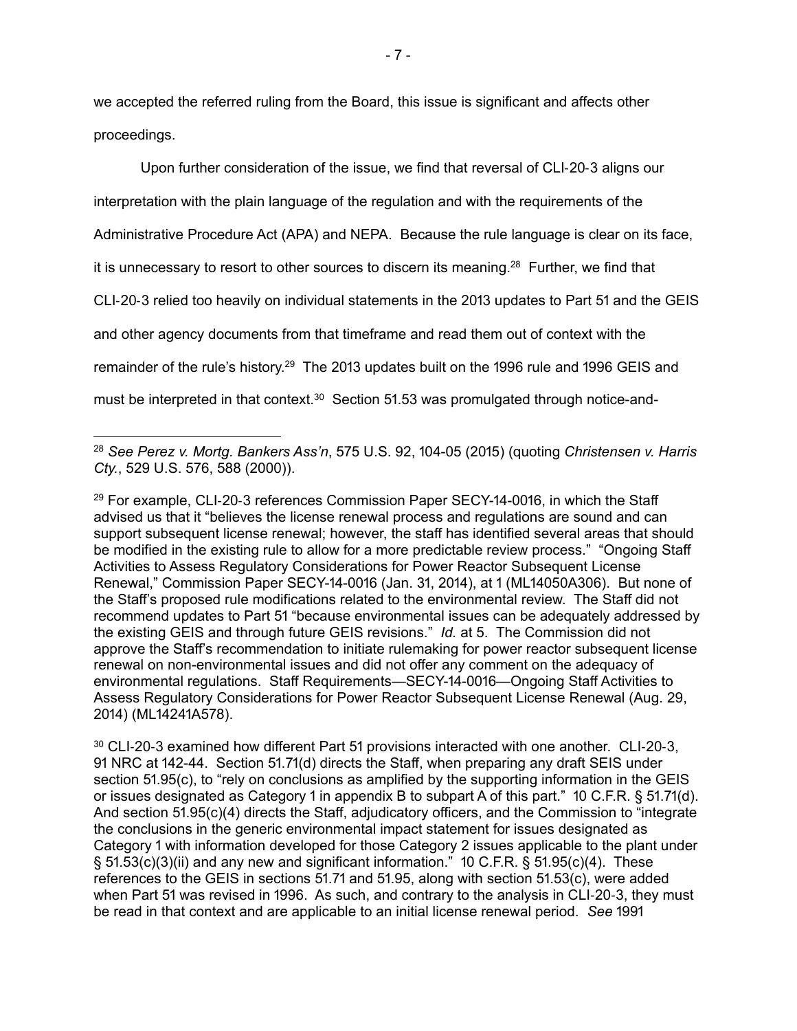we accepted the referred ruling from the Board, this issue is significant and affects other proceedings.

Upon further consideration of the issue, we find that reversal of CLI-20-3 aligns our interpretation with the plain language of the regulation and with the requirements of the Administrative Procedure Act (APA) and NEPA. Because the rule language is clear on its face, it is unnecessary to resort to other sources to discern its meaning.[28] Further, we find that CLI-20-3 relied too heavily on individual statements in the 2013 updates to Part 51 and the GEIS and other agency documents from that timeframe and read them out of context with the remainder of the rule's history.[29] The 2013 updates built on the 1996 rule and 1996 GEIS and must be interpreted in that context.[30] Section 51.53 was promulgated through notice-and-

---

[28] *See Perez v. Mortg. Bankers Ass'n*, 575 U.S. 92, 104-05 (2015) (quoting *Christensen v. Harris Cty.*, 529 U.S. 576, 588 (2000)).

[29] For example, CLI-20-3 references Commission Paper SECY-14-0016, in which the Staff advised us that it "believes the license renewal process and regulations are sound and can support subsequent license renewal; however, the staff has identified several areas that should be modified in the existing rule to allow for a more predictable review process." "Ongoing Staff Activities to Assess Regulatory Considerations for Power Reactor Subsequent License Renewal," Commission Paper SECY-14-0016 (Jan. 31, 2014), at 1 (ML14050A306). But none of the Staff's proposed rule modifications related to the environmental review. The Staff did not recommend updates to Part 51 "because environmental issues can be adequately addressed by the existing GEIS and through future GEIS revisions." *Id.* at 5. The Commission did not approve the Staff's recommendation to initiate rulemaking for power reactor subsequent license renewal on non-environmental issues and did not offer any comment on the adequacy of environmental regulations. Staff Requirements—SECY-14-0016—Ongoing Staff Activities to Assess Regulatory Considerations for Power Reactor Subsequent License Renewal (Aug. 29, 2014) (ML14241A578).

[30] CLI-20-3 examined how different Part 51 provisions interacted with one another. CLI-20-3, 91 NRC at 142-44. Section 51.71(d) directs the Staff, when preparing any draft SEIS under section 51.95(c), to "rely on conclusions as amplified by the supporting information in the GEIS or issues designated as Category 1 in appendix B to subpart A of this part." 10 C.F.R. § 51.71(d). And section 51.95(c)(4) directs the Staff, adjudicatory officers, and the Commission to "integrate the conclusions in the generic environmental impact statement for issues designated as Category 1 with information developed for those Category 2 issues applicable to the plant under § 51.53(c)(3)(ii) and any new and significant information." 10 C.F.R. § 51.95(c)(4). These references to the GEIS in sections 51.71 and 51.95, along with section 51.53(c), were added when Part 51 was revised in 1996. As such, and contrary to the analysis in CLI-20-3, they must be read in that context and are applicable to an initial license renewal period. *See* 1991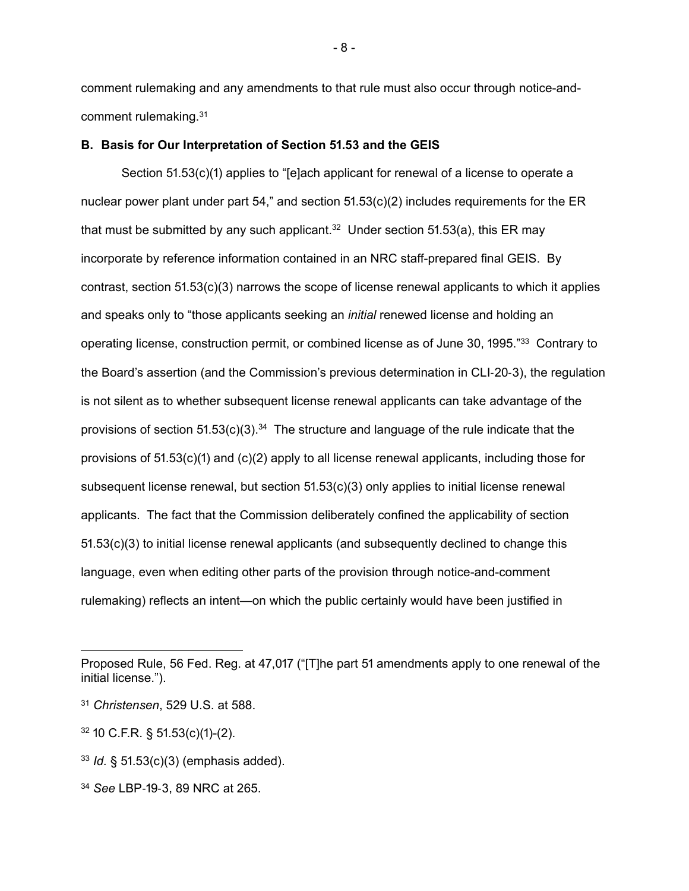comment rulemaking and any amendments to that rule must also occur through notice-and-comment rulemaking.[31]

**B. Basis for Our Interpretation of Section 51.53 and the GEIS**

Section 51.53(c)(1) applies to "[e]ach applicant for renewal of a license to operate a nuclear power plant under part 54," and section 51.53(c)(2) includes requirements for the ER that must be submitted by any such applicant.[32] Under section 51.53(a), this ER may incorporate by reference information contained in an NRC staff-prepared final GEIS. By contrast, section 51.53(c)(3) narrows the scope of license renewal applicants to which it applies and speaks only to "those applicants seeking an *initial* renewed license and holding an operating license, construction permit, or combined license as of June 30, 1995."[33] Contrary to the Board's assertion (and the Commission's previous determination in CLI-20-3), the regulation is not silent as to whether subsequent license renewal applicants can take advantage of the provisions of section 51.53(c)(3).[34] The structure and language of the rule indicate that the provisions of 51.53(c)(1) and (c)(2) apply to all license renewal applicants, including those for subsequent license renewal, but section 51.53(c)(3) only applies to initial license renewal applicants. The fact that the Commission deliberately confined the applicability of section 51.53(c)(3) to initial license renewal applicants (and subsequently declined to change this language, even when editing other parts of the provision through notice-and-comment rulemaking) reflects an intent—on which the public certainly would have been justified in

---

Proposed Rule, 56 Fed. Reg. at 47,017 ("[T]he part 51 amendments apply to one renewal of the initial license.").

[31] *Christensen*, 529 U.S. at 588.

[32] 10 C.F.R. § 51.53(c)(1)-(2).

[33] *Id.* § 51.53(c)(3) (emphasis added).

[34] *See* LBP-19-3, 89 NRC at 265.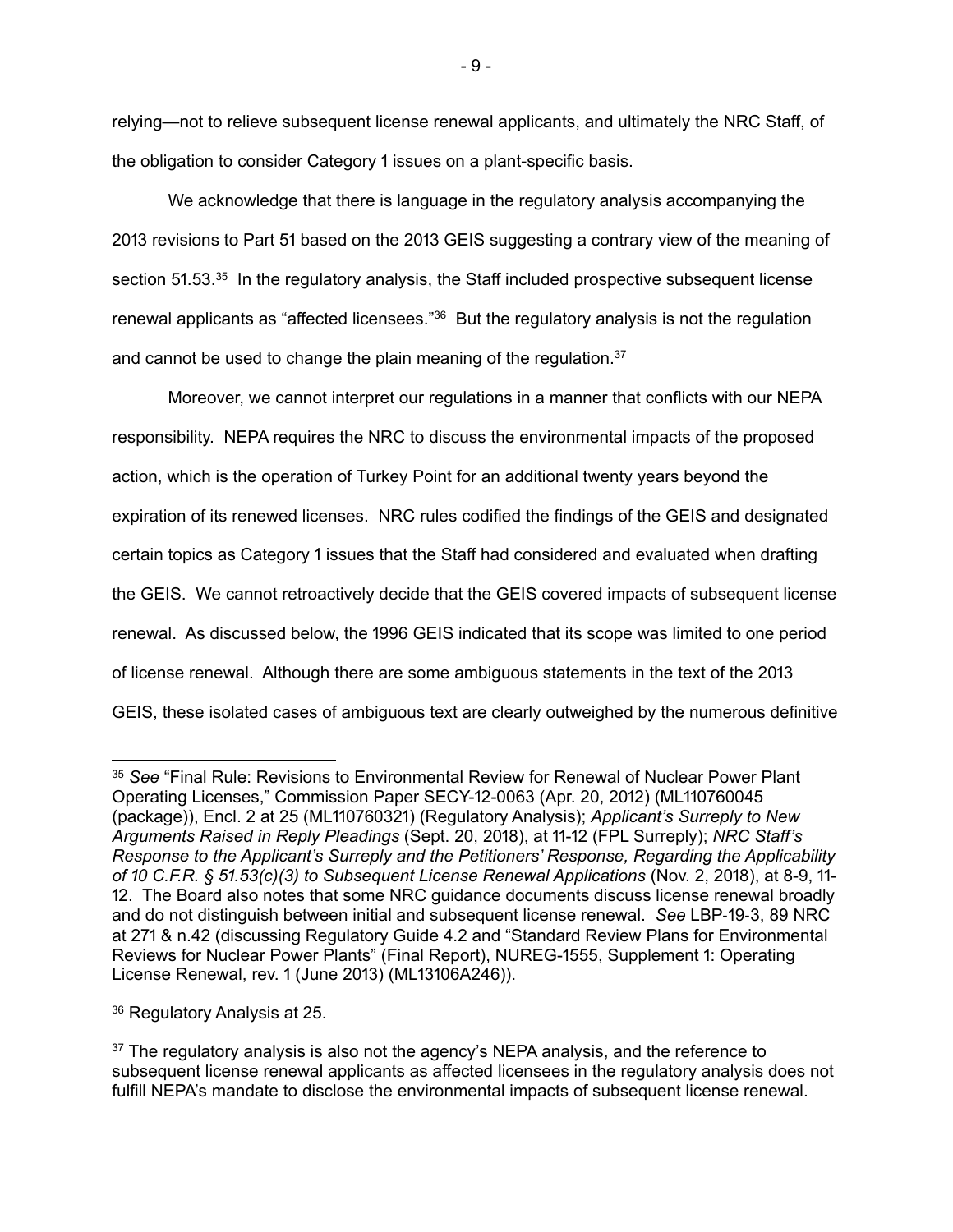relying—not to relieve subsequent license renewal applicants, and ultimately the NRC Staff, of the obligation to consider Category 1 issues on a plant-specific basis.

We acknowledge that there is language in the regulatory analysis accompanying the 2013 revisions to Part 51 based on the 2013 GEIS suggesting a contrary view of the meaning of section 51.53.[35] In the regulatory analysis, the Staff included prospective subsequent license renewal applicants as "affected licensees."[36] But the regulatory analysis is not the regulation and cannot be used to change the plain meaning of the regulation.[37]

Moreover, we cannot interpret our regulations in a manner that conflicts with our NEPA responsibility. NEPA requires the NRC to discuss the environmental impacts of the proposed action, which is the operation of Turkey Point for an additional twenty years beyond the expiration of its renewed licenses. NRC rules codified the findings of the GEIS and designated certain topics as Category 1 issues that the Staff had considered and evaluated when drafting the GEIS. We cannot retroactively decide that the GEIS covered impacts of subsequent license renewal. As discussed below, the 1996 GEIS indicated that its scope was limited to one period of license renewal. Although there are some ambiguous statements in the text of the 2013 GEIS, these isolated cases of ambiguous text are clearly outweighed by the numerous definitive

---

[35] *See* "Final Rule: Revisions to Environmental Review for Renewal of Nuclear Power Plant Operating Licenses," Commission Paper SECY-12-0063 (Apr. 20, 2012) (ML110760045 (package)), Encl. 2 at 25 (ML110760321) (Regulatory Analysis); *Applicant's Surreply to New Arguments Raised in Reply Pleadings* (Sept. 20, 2018), at 11-12 (FPL Surreply); *NRC Staff's Response to the Applicant's Surreply and the Petitioners' Response, Regarding the Applicability of 10 C.F.R. § 51.53(c)(3) to Subsequent License Renewal Applications* (Nov. 2, 2018), at 8-9, 11-12. The Board also notes that some NRC guidance documents discuss license renewal broadly and do not distinguish between initial and subsequent license renewal. *See* LBP-19-3, 89 NRC at 271 & n.42 (discussing Regulatory Guide 4.2 and "Standard Review Plans for Environmental Reviews for Nuclear Power Plants" (Final Report), NUREG-1555, Supplement 1: Operating License Renewal, rev. 1 (June 2013) (ML13106A246)).

[36] Regulatory Analysis at 25.

[37] The regulatory analysis is also not the agency's NEPA analysis, and the reference to subsequent license renewal applicants as affected licensees in the regulatory analysis does not fulfill NEPA's mandate to disclose the environmental impacts of subsequent license renewal.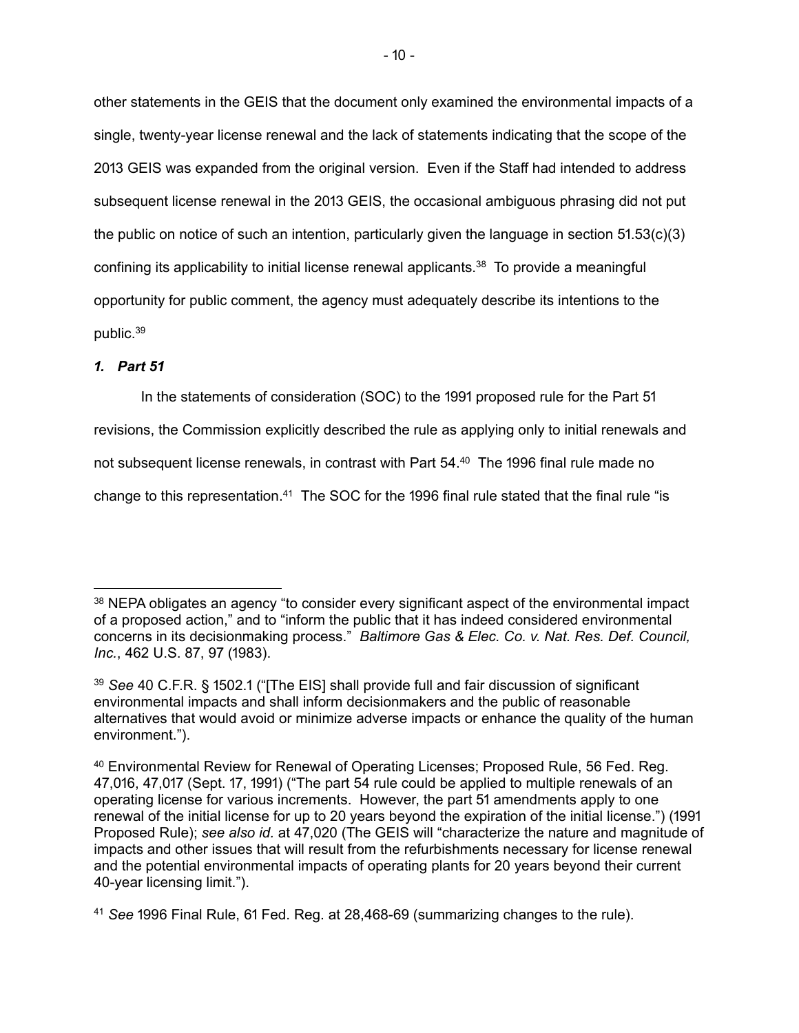other statements in the GEIS that the document only examined the environmental impacts of a single, twenty-year license renewal and the lack of statements indicating that the scope of the 2013 GEIS was expanded from the original version. Even if the Staff had intended to address subsequent license renewal in the 2013 GEIS, the occasional ambiguous phrasing did not put the public on notice of such an intention, particularly given the language in section 51.53(c)(3) confining its applicability to initial license renewal applicants.[38] To provide a meaningful opportunity for public comment, the agency must adequately describe its intentions to the public.[39]

### *1. Part 51*

In the statements of consideration (SOC) to the 1991 proposed rule for the Part 51 revisions, the Commission explicitly described the rule as applying only to initial renewals and not subsequent license renewals, in contrast with Part 54.[40] The 1996 final rule made no change to this representation.[41] The SOC for the 1996 final rule stated that the final rule "is

---

[38] NEPA obligates an agency "to consider every significant aspect of the environmental impact of a proposed action," and to "inform the public that it has indeed considered environmental concerns in its decisionmaking process." *Baltimore Gas & Elec. Co. v. Nat. Res. Def. Council, Inc.*, 462 U.S. 87, 97 (1983).

[39] *See* 40 C.F.R. § 1502.1 ("[The EIS] shall provide full and fair discussion of significant environmental impacts and shall inform decisionmakers and the public of reasonable alternatives that would avoid or minimize adverse impacts or enhance the quality of the human environment.").

[40] Environmental Review for Renewal of Operating Licenses; Proposed Rule, 56 Fed. Reg. 47,016, 47,017 (Sept. 17, 1991) ("The part 54 rule could be applied to multiple renewals of an operating license for various increments. However, the part 51 amendments apply to one renewal of the initial license for up to 20 years beyond the expiration of the initial license.") (1991 Proposed Rule); *see also id.* at 47,020 (The GEIS will "characterize the nature and magnitude of impacts and other issues that will result from the refurbishments necessary for license renewal and the potential environmental impacts of operating plants for 20 years beyond their current 40-year licensing limit.").

[41] *See* 1996 Final Rule, 61 Fed. Reg. at 28,468-69 (summarizing changes to the rule).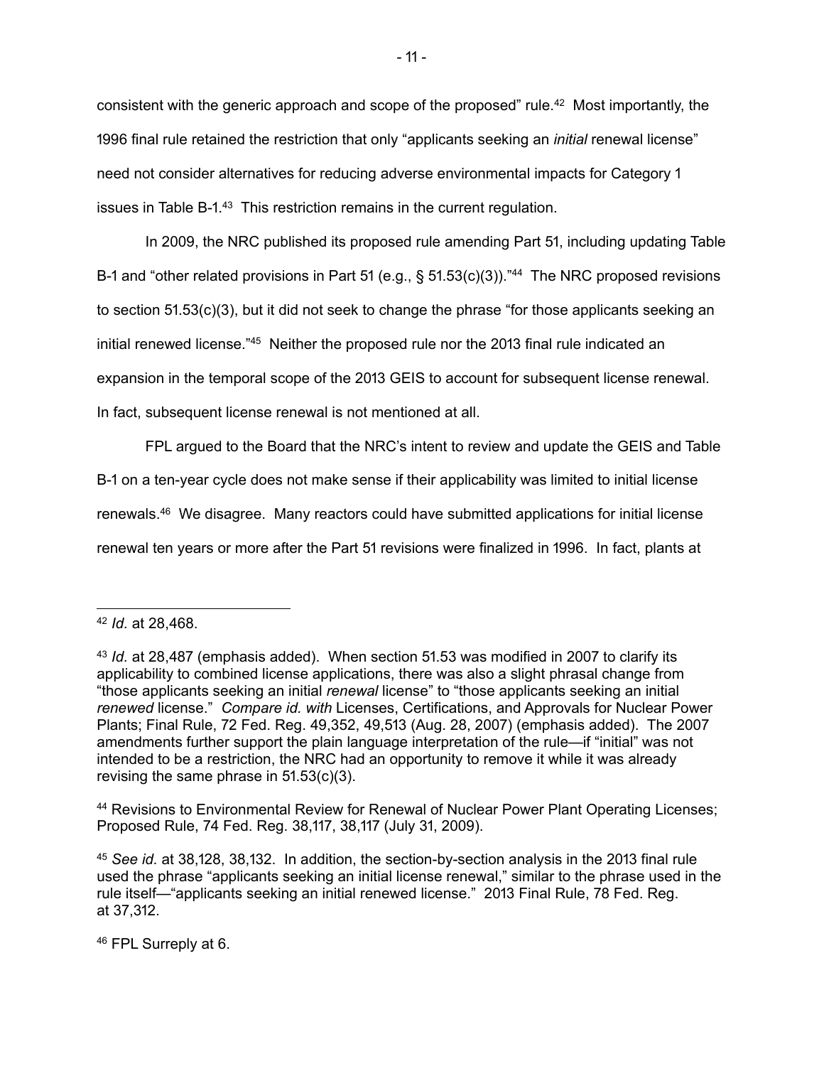consistent with the generic approach and scope of the proposed" rule.[42] Most importantly, the 1996 final rule retained the restriction that only "applicants seeking an *initial* renewal license" need not consider alternatives for reducing adverse environmental impacts for Category 1 issues in Table B-1.[43] This restriction remains in the current regulation.

In 2009, the NRC published its proposed rule amending Part 51, including updating Table B-1 and "other related provisions in Part 51 (e.g., § 51.53(c)(3))."[44] The NRC proposed revisions to section 51.53(c)(3), but it did not seek to change the phrase "for those applicants seeking an initial renewed license."[45] Neither the proposed rule nor the 2013 final rule indicated an expansion in the temporal scope of the 2013 GEIS to account for subsequent license renewal. In fact, subsequent license renewal is not mentioned at all.

FPL argued to the Board that the NRC's intent to review and update the GEIS and Table B-1 on a ten-year cycle does not make sense if their applicability was limited to initial license renewals.[46] We disagree. Many reactors could have submitted applications for initial license renewal ten years or more after the Part 51 revisions were finalized in 1996. In fact, plants at

---

[42] *Id.* at 28,468.

[43] *Id.* at 28,487 (emphasis added). When section 51.53 was modified in 2007 to clarify its applicability to combined license applications, there was also a slight phrasal change from "those applicants seeking an initial *renewal* license" to "those applicants seeking an initial *renewed* license." *Compare id. with* Licenses, Certifications, and Approvals for Nuclear Power Plants; Final Rule, 72 Fed. Reg. 49,352, 49,513 (Aug. 28, 2007) (emphasis added). The 2007 amendments further support the plain language interpretation of the rule—if "initial" was not intended to be a restriction, the NRC had an opportunity to remove it while it was already revising the same phrase in 51.53(c)(3).

[44] Revisions to Environmental Review for Renewal of Nuclear Power Plant Operating Licenses; Proposed Rule, 74 Fed. Reg. 38,117, 38,117 (July 31, 2009).

[45] *See id.* at 38,128, 38,132. In addition, the section-by-section analysis in the 2013 final rule used the phrase "applicants seeking an initial license renewal," similar to the phrase used in the rule itself—"applicants seeking an initial renewed license." 2013 Final Rule, 78 Fed. Reg. at 37,312.

[46] FPL Surreply at 6.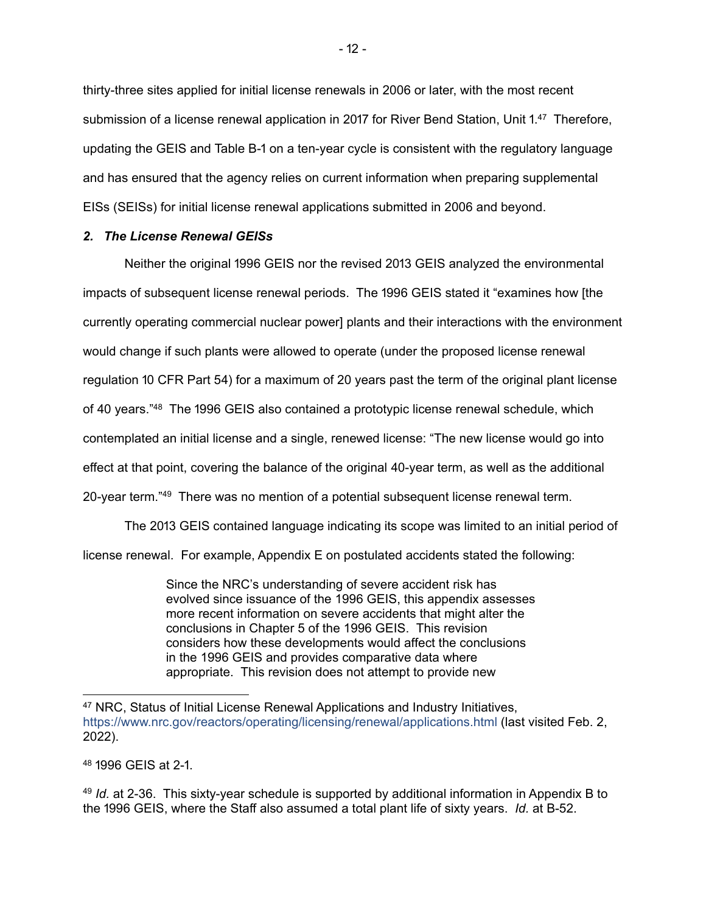thirty-three sites applied for initial license renewals in 2006 or later, with the most recent submission of a license renewal application in 2017 for River Bend Station, Unit 1.[47] Therefore, updating the GEIS and Table B-1 on a ten-year cycle is consistent with the regulatory language and has ensured that the agency relies on current information when preparing supplemental EISs (SEISs) for initial license renewal applications submitted in 2006 and beyond.

### *2. The License Renewal GEISs*

Neither the original 1996 GEIS nor the revised 2013 GEIS analyzed the environmental impacts of subsequent license renewal periods. The 1996 GEIS stated it "examines how [the currently operating commercial nuclear power] plants and their interactions with the environment would change if such plants were allowed to operate (under the proposed license renewal regulation 10 CFR Part 54) for a maximum of 20 years past the term of the original plant license of 40 years."[48] The 1996 GEIS also contained a prototypic license renewal schedule, which contemplated an initial license and a single, renewed license: "The new license would go into effect at that point, covering the balance of the original 40-year term, as well as the additional 20-year term."[49] There was no mention of a potential subsequent license renewal term.

The 2013 GEIS contained language indicating its scope was limited to an initial period of license renewal. For example, Appendix E on postulated accidents stated the following:

> Since the NRC's understanding of severe accident risk has evolved since issuance of the 1996 GEIS, this appendix assesses more recent information on severe accidents that might alter the conclusions in Chapter 5 of the 1996 GEIS. This revision considers how these developments would affect the conclusions in the 1996 GEIS and provides comparative data where appropriate. This revision does not attempt to provide new

---

[47] NRC, Status of Initial License Renewal Applications and Industry Initiatives, https://www.nrc.gov/reactors/operating/licensing/renewal/applications.html (last visited Feb. 2, 2022).

[48] 1996 GEIS at 2-1.

[49] *Id.* at 2-36. This sixty-year schedule is supported by additional information in Appendix B to the 1996 GEIS, where the Staff also assumed a total plant life of sixty years. *Id.* at B-52.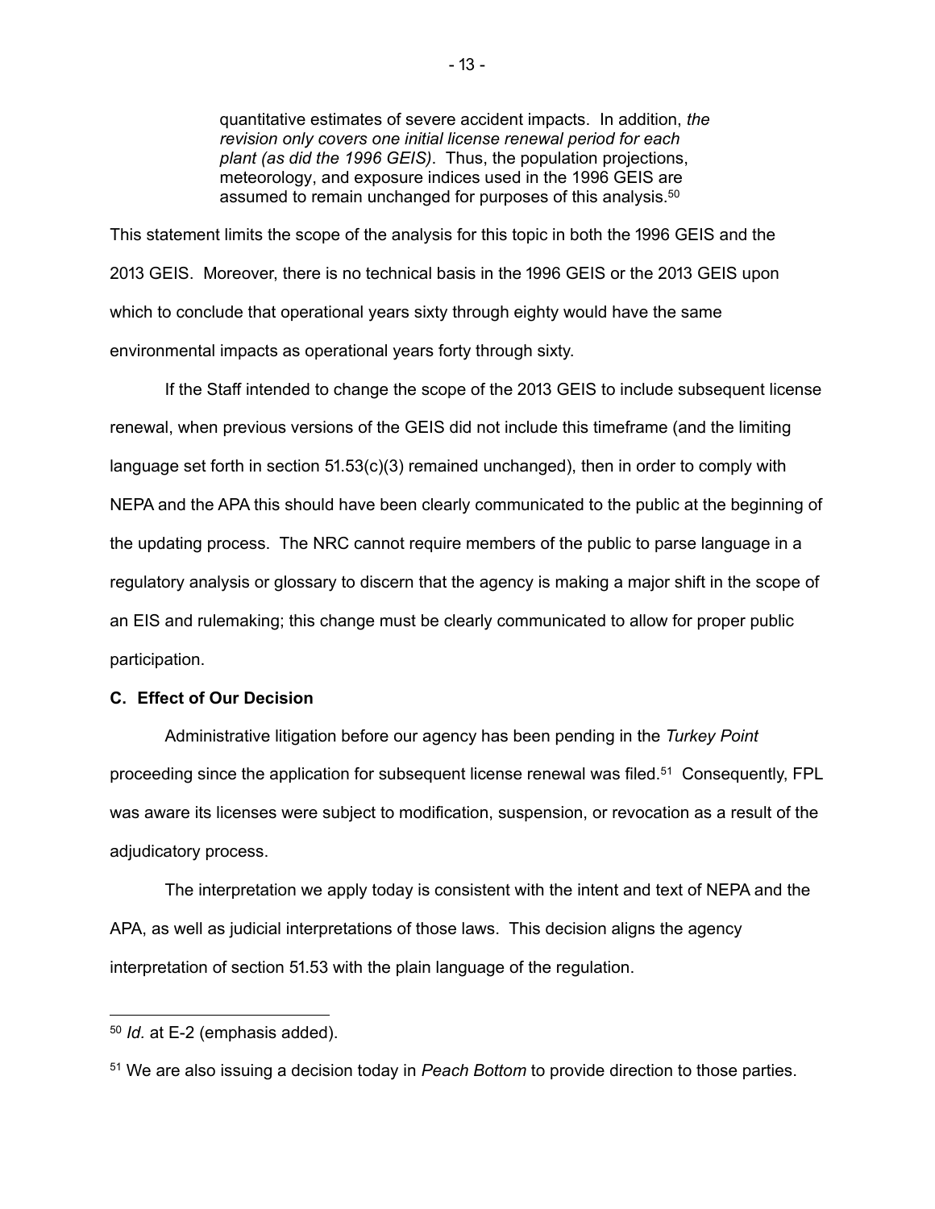> quantitative estimates of severe accident impacts. In addition, *the revision only covers one initial license renewal period for each plant (as did the 1996 GEIS)*. Thus, the population projections, meteorology, and exposure indices used in the 1996 GEIS are assumed to remain unchanged for purposes of this analysis.[50]

This statement limits the scope of the analysis for this topic in both the 1996 GEIS and the 2013 GEIS. Moreover, there is no technical basis in the 1996 GEIS or the 2013 GEIS upon which to conclude that operational years sixty through eighty would have the same environmental impacts as operational years forty through sixty.

If the Staff intended to change the scope of the 2013 GEIS to include subsequent license renewal, when previous versions of the GEIS did not include this timeframe (and the limiting language set forth in section 51.53(c)(3) remained unchanged), then in order to comply with NEPA and the APA this should have been clearly communicated to the public at the beginning of the updating process. The NRC cannot require members of the public to parse language in a regulatory analysis or glossary to discern that the agency is making a major shift in the scope of an EIS and rulemaking; this change must be clearly communicated to allow for proper public participation.

**C. Effect of Our Decision**

Administrative litigation before our agency has been pending in the *Turkey Point* proceeding since the application for subsequent license renewal was filed.[51] Consequently, FPL was aware its licenses were subject to modification, suspension, or revocation as a result of the adjudicatory process.

The interpretation we apply today is consistent with the intent and text of NEPA and the APA, as well as judicial interpretations of those laws. This decision aligns the agency interpretation of section 51.53 with the plain language of the regulation.

---

[50] *Id.* at E-2 (emphasis added).

[51] We are also issuing a decision today in *Peach Bottom* to provide direction to those parties.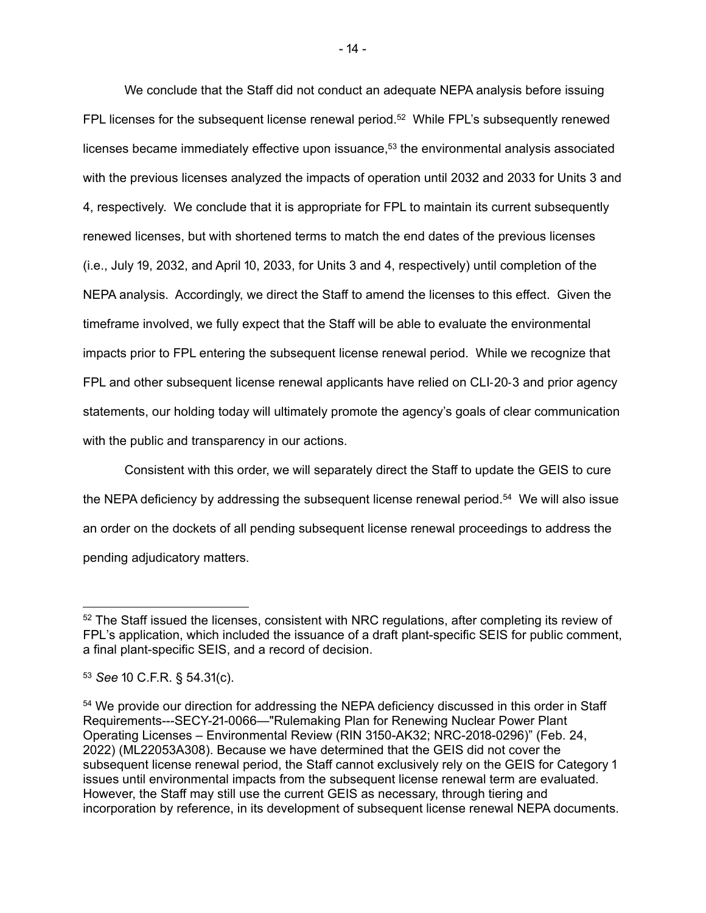We conclude that the Staff did not conduct an adequate NEPA analysis before issuing FPL licenses for the subsequent license renewal period.[52] While FPL's subsequently renewed licenses became immediately effective upon issuance,[53] the environmental analysis associated with the previous licenses analyzed the impacts of operation until 2032 and 2033 for Units 3 and 4, respectively. We conclude that it is appropriate for FPL to maintain its current subsequently renewed licenses, but with shortened terms to match the end dates of the previous licenses (i.e., July 19, 2032, and April 10, 2033, for Units 3 and 4, respectively) until completion of the NEPA analysis. Accordingly, we direct the Staff to amend the licenses to this effect. Given the timeframe involved, we fully expect that the Staff will be able to evaluate the environmental impacts prior to FPL entering the subsequent license renewal period. While we recognize that FPL and other subsequent license renewal applicants have relied on CLI-20-3 and prior agency statements, our holding today will ultimately promote the agency's goals of clear communication with the public and transparency in our actions.

Consistent with this order, we will separately direct the Staff to update the GEIS to cure the NEPA deficiency by addressing the subsequent license renewal period.[54] We will also issue an order on the dockets of all pending subsequent license renewal proceedings to address the pending adjudicatory matters.

---

[52] The Staff issued the licenses, consistent with NRC regulations, after completing its review of FPL's application, which included the issuance of a draft plant-specific SEIS for public comment, a final plant-specific SEIS, and a record of decision.

[53] *See* 10 C.F.R. § 54.31(c).

[54] We provide our direction for addressing the NEPA deficiency discussed in this order in Staff Requirements---SECY-21-0066—"Rulemaking Plan for Renewing Nuclear Power Plant Operating Licenses – Environmental Review (RIN 3150-AK32; NRC-2018-0296)" (Feb. 24, 2022) (ML22053A308). Because we have determined that the GEIS did not cover the subsequent license renewal period, the Staff cannot exclusively rely on the GEIS for Category 1 issues until environmental impacts from the subsequent license renewal term are evaluated. However, the Staff may still use the current GEIS as necessary, through tiering and incorporation by reference, in its development of subsequent license renewal NEPA documents.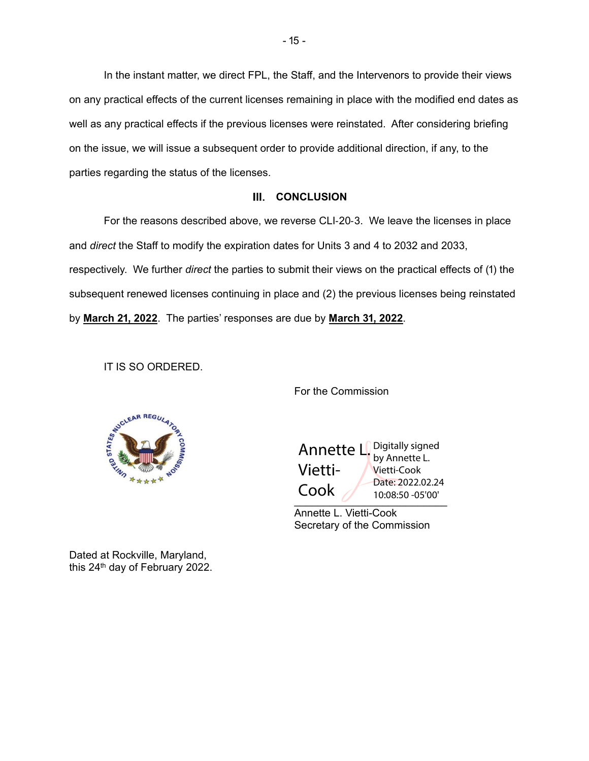In the instant matter, we direct FPL, the Staff, and the Intervenors to provide their views on any practical effects of the current licenses remaining in place with the modified end dates as well as any practical effects if the previous licenses were reinstated. After considering briefing on the issue, we will issue a subsequent order to provide additional direction, if any, to the parties regarding the status of the licenses.

## III. CONCLUSION

For the reasons described above, we reverse CLI-20-3. We leave the licenses in place and *direct* the Staff to modify the expiration dates for Units 3 and 4 to 2032 and 2033, respectively. We further *direct* the parties to submit their views on the practical effects of (1) the subsequent renewed licenses continuing in place and (2) the previous licenses being reinstated by **March 21, 2022**. The parties' responses are due by **March 31, 2022**.

IT IS SO ORDERED.

For the Commission

Annette L. Vietti-Cook
Digitally signed by Annette L. Vietti-Cook
Date: 2022.02.24 10:08:50 -05'00'

Annette L. Vietti-Cook
Secretary of the Commission

Dated at Rockville, Maryland,
this 24th day of February 2022.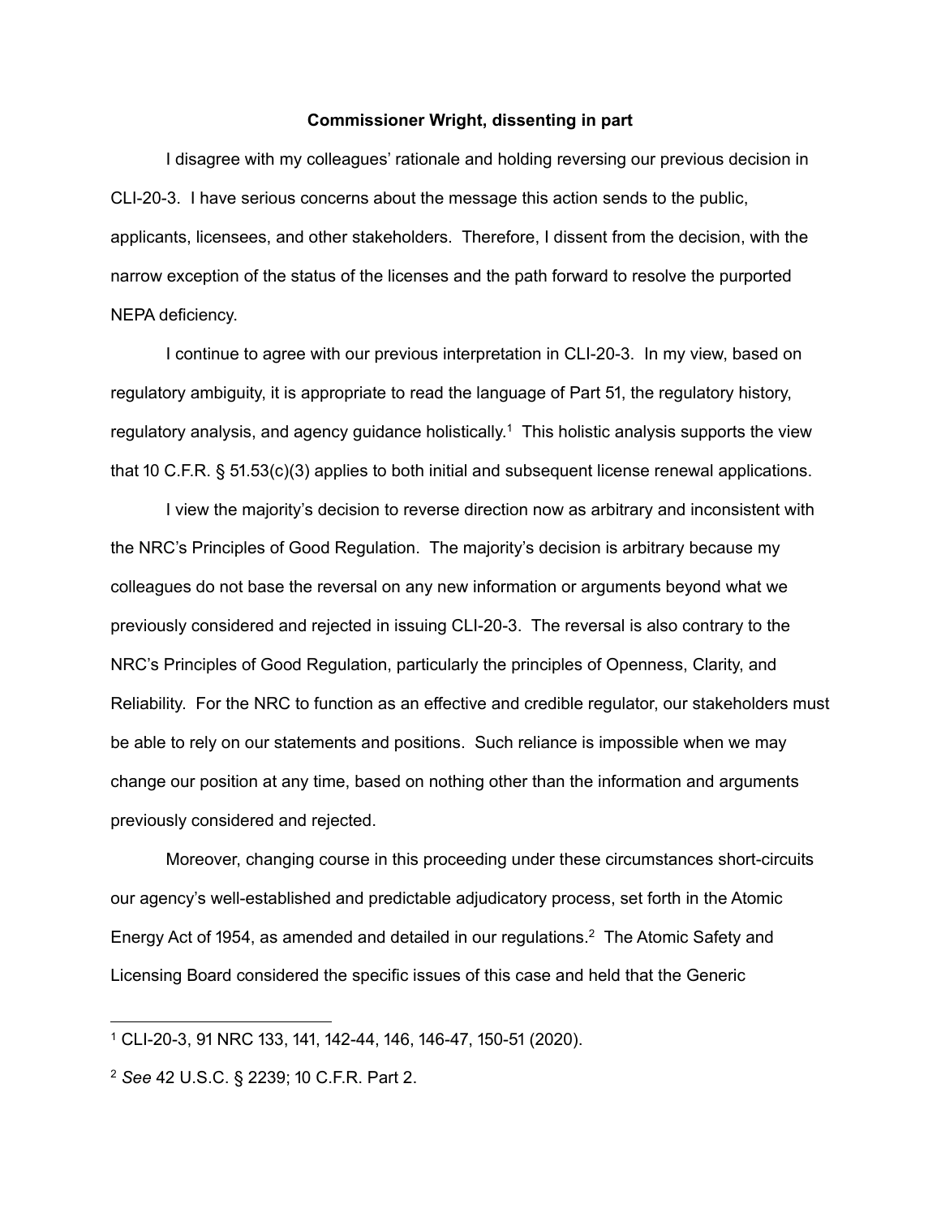**Commissioner Wright, dissenting in part**

I disagree with my colleagues' rationale and holding reversing our previous decision in CLI-20-3. I have serious concerns about the message this action sends to the public, applicants, licensees, and other stakeholders. Therefore, I dissent from the decision, with the narrow exception of the status of the licenses and the path forward to resolve the purported NEPA deficiency.

I continue to agree with our previous interpretation in CLI-20-3. In my view, based on regulatory ambiguity, it is appropriate to read the language of Part 51, the regulatory history, regulatory analysis, and agency guidance holistically.[1] This holistic analysis supports the view that 10 C.F.R. § 51.53(c)(3) applies to both initial and subsequent license renewal applications.

I view the majority's decision to reverse direction now as arbitrary and inconsistent with the NRC's Principles of Good Regulation. The majority's decision is arbitrary because my colleagues do not base the reversal on any new information or arguments beyond what we previously considered and rejected in issuing CLI-20-3. The reversal is also contrary to the NRC's Principles of Good Regulation, particularly the principles of Openness, Clarity, and Reliability. For the NRC to function as an effective and credible regulator, our stakeholders must be able to rely on our statements and positions. Such reliance is impossible when we may change our position at any time, based on nothing other than the information and arguments previously considered and rejected.

Moreover, changing course in this proceeding under these circumstances short-circuits our agency's well-established and predictable adjudicatory process, set forth in the Atomic Energy Act of 1954, as amended and detailed in our regulations.[2] The Atomic Safety and Licensing Board considered the specific issues of this case and held that the Generic

---

[1] CLI-20-3, 91 NRC 133, 141, 142-44, 146, 146-47, 150-51 (2020).

[2] *See* 42 U.S.C. § 2239; 10 C.F.R. Part 2.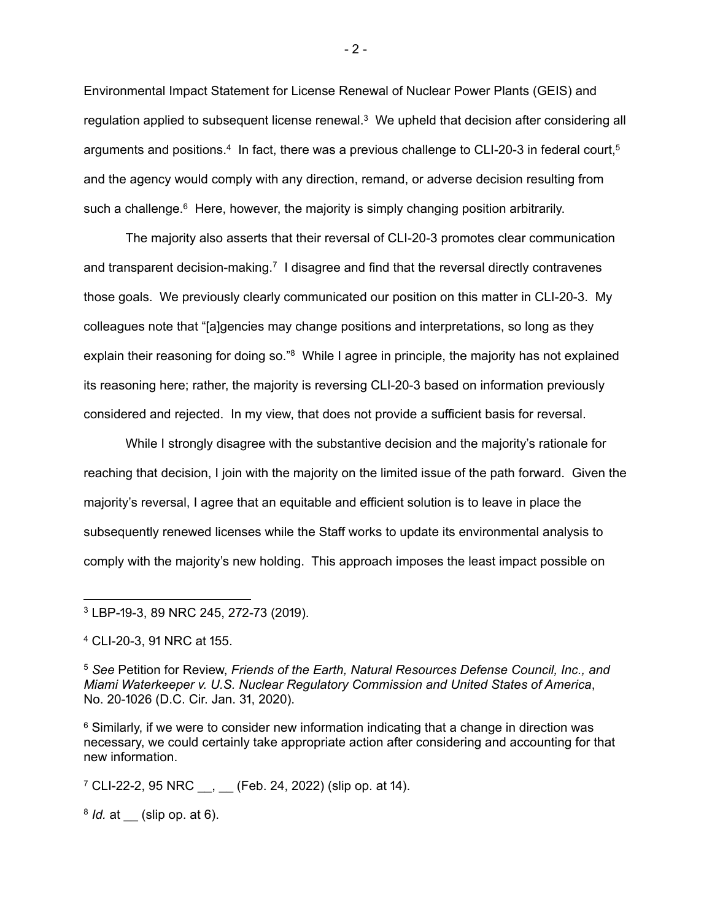Environmental Impact Statement for License Renewal of Nuclear Power Plants (GEIS) and regulation applied to subsequent license renewal.[3] We upheld that decision after considering all arguments and positions.[4] In fact, there was a previous challenge to CLI-20-3 in federal court,[5] and the agency would comply with any direction, remand, or adverse decision resulting from such a challenge.[6] Here, however, the majority is simply changing position arbitrarily.

The majority also asserts that their reversal of CLI-20-3 promotes clear communication and transparent decision-making.[7] I disagree and find that the reversal directly contravenes those goals. We previously clearly communicated our position on this matter in CLI-20-3. My colleagues note that "[a]gencies may change positions and interpretations, so long as they explain their reasoning for doing so."[8] While I agree in principle, the majority has not explained its reasoning here; rather, the majority is reversing CLI-20-3 based on information previously considered and rejected. In my view, that does not provide a sufficient basis for reversal.

While I strongly disagree with the substantive decision and the majority's rationale for reaching that decision, I join with the majority on the limited issue of the path forward. Given the majority's reversal, I agree that an equitable and efficient solution is to leave in place the subsequently renewed licenses while the Staff works to update its environmental analysis to comply with the majority's new holding. This approach imposes the least impact possible on

---

[3] LBP-19-3, 89 NRC 245, 272-73 (2019).

[4] CLI-20-3, 91 NRC at 155.

[5] *See* Petition for Review, *Friends of the Earth, Natural Resources Defense Council, Inc., and Miami Waterkeeper v. U.S. Nuclear Regulatory Commission and United States of America*, No. 20-1026 (D.C. Cir. Jan. 31, 2020).

[6] Similarly, if we were to consider new information indicating that a change in direction was necessary, we could certainly take appropriate action after considering and accounting for that new information.

[7] CLI-22-2, 95 NRC __, __ (Feb. 24, 2022) (slip op. at 14).

[8] *Id.* at __ (slip op. at 6).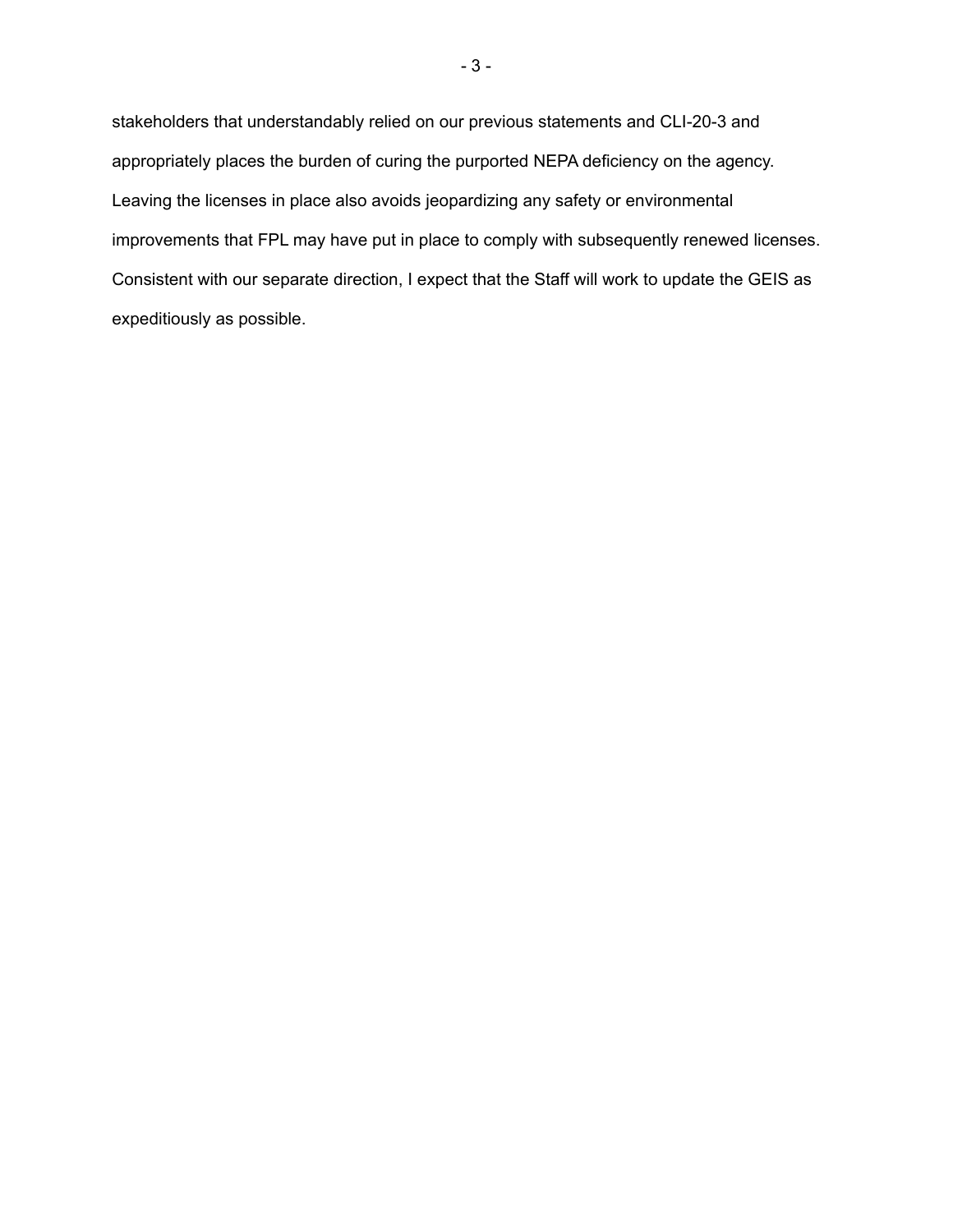stakeholders that understandably relied on our previous statements and CLI-20-3 and appropriately places the burden of curing the purported NEPA deficiency on the agency. Leaving the licenses in place also avoids jeopardizing any safety or environmental improvements that FPL may have put in place to comply with subsequently renewed licenses. Consistent with our separate direction, I expect that the Staff will work to update the GEIS as expeditiously as possible.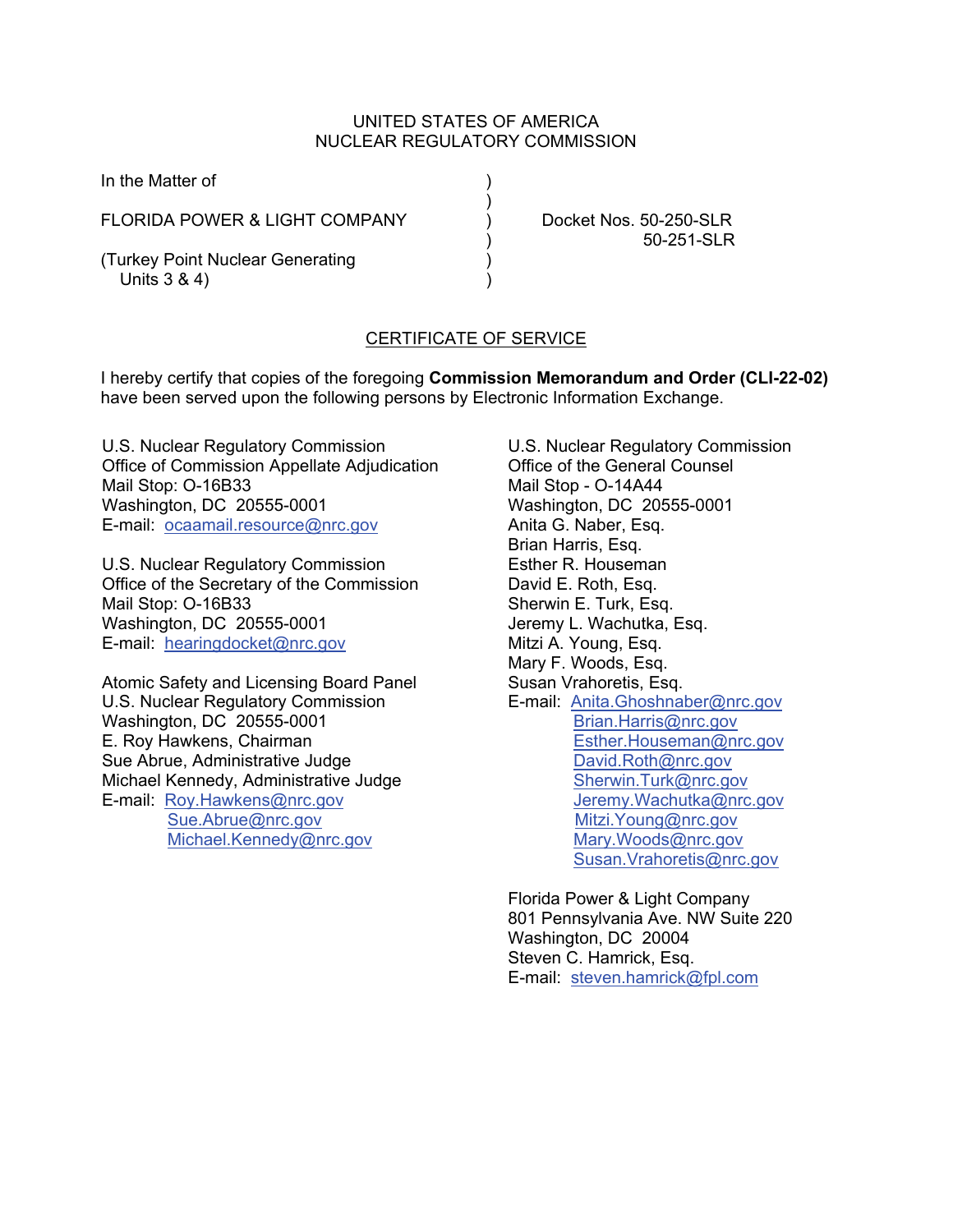UNITED STATES OF AMERICA
NUCLEAR REGULATORY COMMISSION

In the Matter of

FLORIDA POWER & LIGHT COMPANY

(Turkey Point Nuclear Generating Units 3 & 4)

Docket Nos. 50-250-SLR
50-251-SLR

## CERTIFICATE OF SERVICE

I hereby certify that copies of the foregoing **Commission Memorandum and Order (CLI-22-02)** have been served upon the following persons by Electronic Information Exchange.

U.S. Nuclear Regulatory Commission
Office of Commission Appellate Adjudication
Mail Stop: O-16B33
Washington, DC 20555-0001
E-mail: ocaamail.resource@nrc.gov

U.S. Nuclear Regulatory Commission
Office of the Secretary of the Commission
Mail Stop: O-16B33
Washington, DC 20555-0001
E-mail: hearingdocket@nrc.gov

Atomic Safety and Licensing Board Panel
U.S. Nuclear Regulatory Commission
Washington, DC 20555-0001
E. Roy Hawkens, Chairman
Sue Abrue, Administrative Judge
Michael Kennedy, Administrative Judge
E-mail: Roy.Hawkens@nrc.gov
Sue.Abrue@nrc.gov
Michael.Kennedy@nrc.gov

U.S. Nuclear Regulatory Commission
Office of the General Counsel
Mail Stop - O-14A44
Washington, DC 20555-0001
Anita G. Naber, Esq.
Brian Harris, Esq.
Esther R. Houseman
David E. Roth, Esq.
Sherwin E. Turk, Esq.
Jeremy L. Wachutka, Esq.
Mitzi A. Young, Esq.
Mary F. Woods, Esq.
Susan Vrahoretis, Esq.
E-mail: Anita.Ghoshnaber@nrc.gov
Brian.Harris@nrc.gov
Esther.Houseman@nrc.gov
David.Roth@nrc.gov
Sherwin.Turk@nrc.gov
Jeremy.Wachutka@nrc.gov
Mitzi.Young@nrc.gov
Mary.Woods@nrc.gov
Susan.Vrahoretis@nrc.gov

Florida Power & Light Company
801 Pennsylvania Ave. NW Suite 220
Washington, DC 20004
Steven C. Hamrick, Esq.
E-mail: steven.hamrick@fpl.com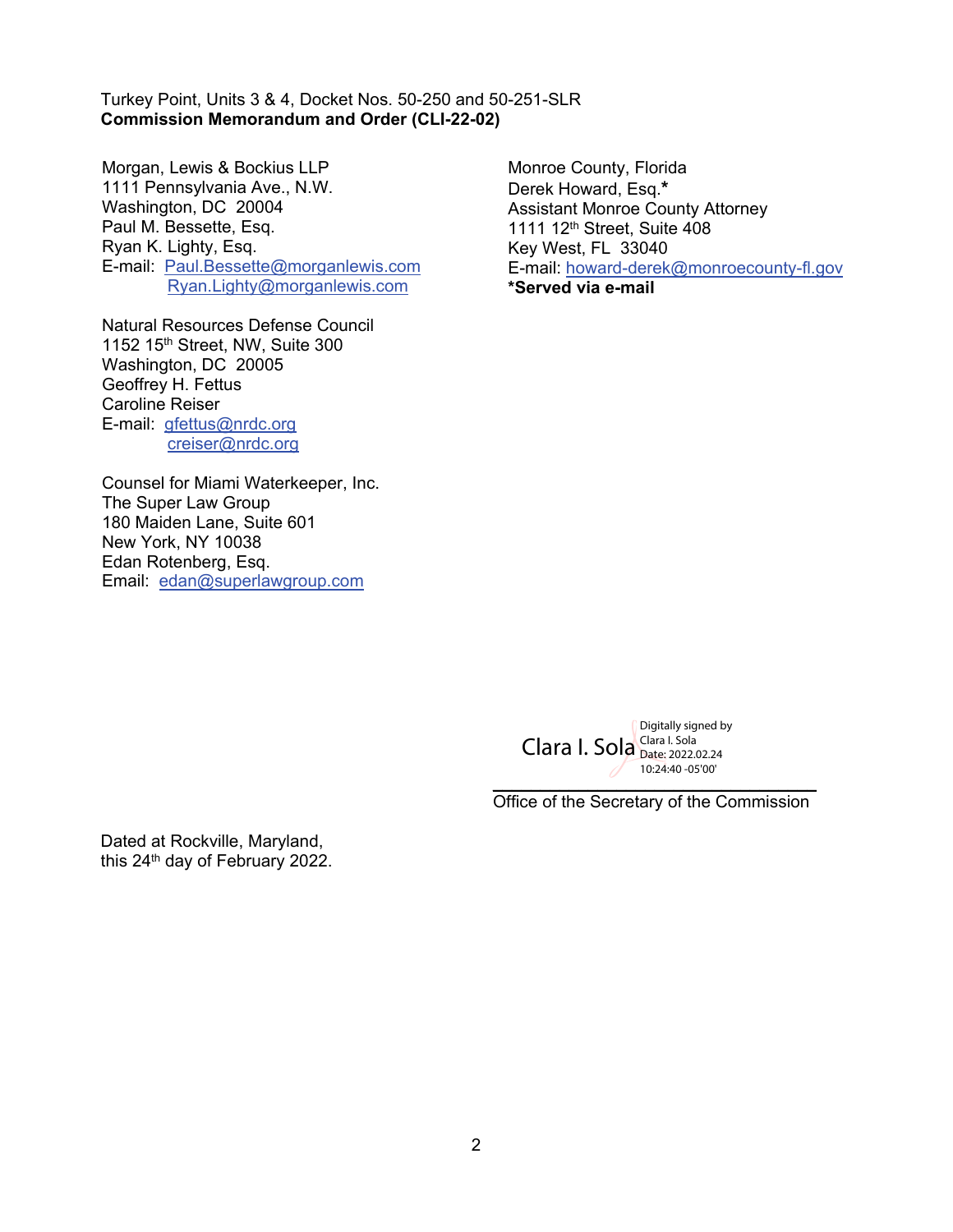Turkey Point, Units 3 & 4, Docket Nos. 50-250 and 50-251-SLR
**Commission Memorandum and Order (CLI-22-02)**

Morgan, Lewis & Bockius LLP
1111 Pennsylvania Ave., N.W.
Washington, DC 20004
Paul M. Bessette, Esq.
Ryan K. Lighty, Esq.
E-mail: Paul.Bessette@morganlewis.com
Ryan.Lighty@morganlewis.com

Natural Resources Defense Council
1152 15th Street, NW, Suite 300
Washington, DC 20005
Geoffrey H. Fettus
Caroline Reiser
E-mail: gfettus@nrdc.org
creiser@nrdc.org

Counsel for Miami Waterkeeper, Inc.
The Super Law Group
180 Maiden Lane, Suite 601
New York, NY 10038
Edan Rotenberg, Esq.
Email: edan@superlawgroup.com

Monroe County, Florida
Derek Howard, Esq.*
Assistant Monroe County Attorney
1111 12th Street, Suite 408
Key West, FL 33040
E-mail: howard-derek@monroecounty-fl.gov
**\*Served via e-mail**

Clara I. Sola
Digitally signed by Clara I. Sola
Date: 2022.02.24 10:24:40 -05'00'

Office of the Secretary of the Commission

Dated at Rockville, Maryland,
this 24th day of February 2022.